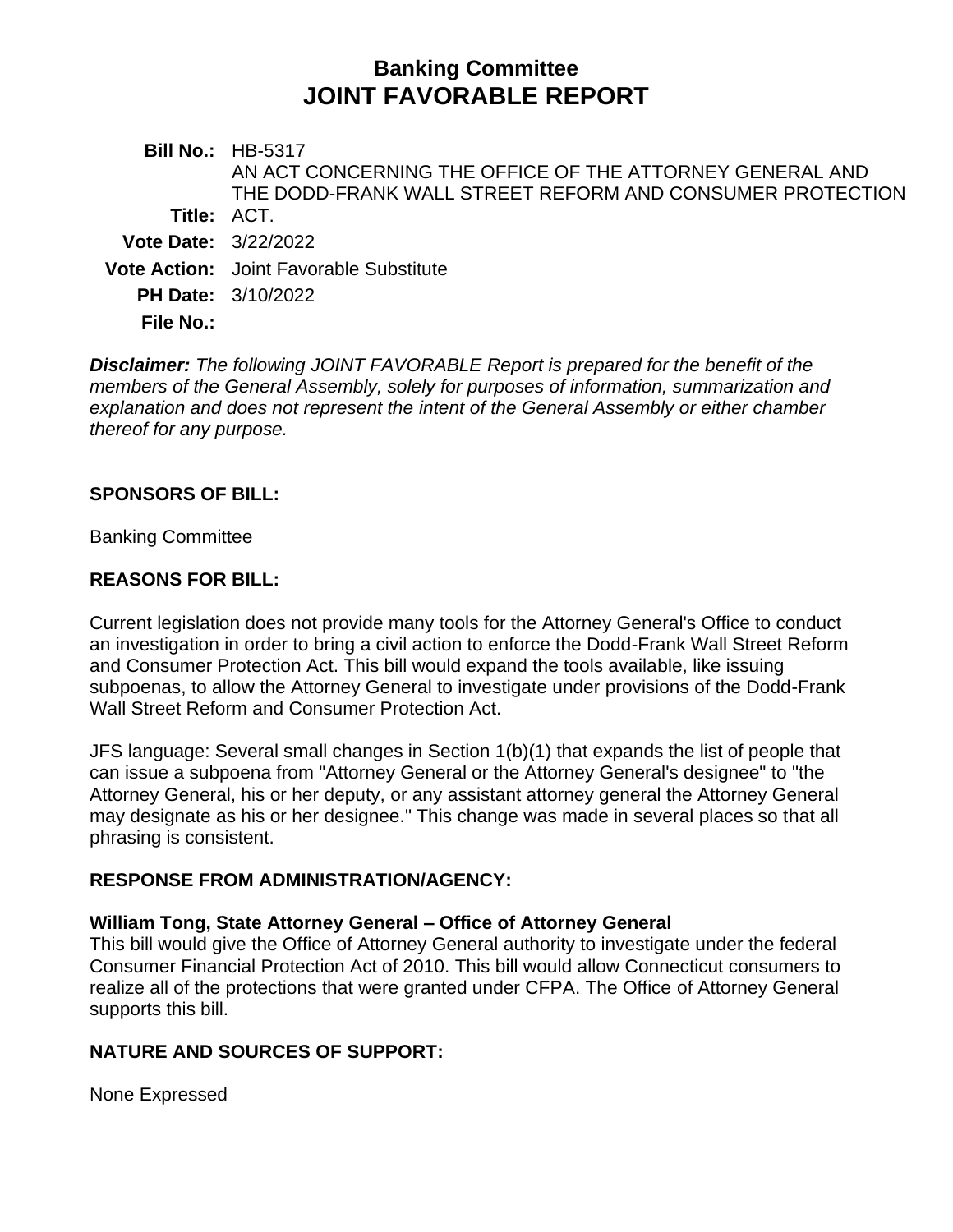# Banking Committee
# JOINT FAVORABLE REPORT

**Bill No.:** HB-5317

**Title:** AN ACT CONCERNING THE OFFICE OF THE ATTORNEY GENERAL AND THE DODD-FRANK WALL STREET REFORM AND CONSUMER PROTECTION ACT.

**Vote Date:** 3/22/2022

**Vote Action:** Joint Favorable Substitute

**PH Date:** 3/10/2022

**File No.:**

***Disclaimer:*** *The following JOINT FAVORABLE Report is prepared for the benefit of the members of the General Assembly, solely for purposes of information, summarization and explanation and does not represent the intent of the General Assembly or either chamber thereof for any purpose.*

## SPONSORS OF BILL:

Banking Committee

## REASONS FOR BILL:

Current legislation does not provide many tools for the Attorney General's Office to conduct an investigation in order to bring a civil action to enforce the Dodd-Frank Wall Street Reform and Consumer Protection Act. This bill would expand the tools available, like issuing subpoenas, to allow the Attorney General to investigate under provisions of the Dodd-Frank Wall Street Reform and Consumer Protection Act.

JFS language: Several small changes in Section 1(b)(1) that expands the list of people that can issue a subpoena from "Attorney General or the Attorney General's designee" to "the Attorney General, his or her deputy, or any assistant attorney general the Attorney General may designate as his or her designee." This change was made in several places so that all phrasing is consistent.

## RESPONSE FROM ADMINISTRATION/AGENCY:

**William Tong, State Attorney General – Office of Attorney General**
This bill would give the Office of Attorney General authority to investigate under the federal Consumer Financial Protection Act of 2010. This bill would allow Connecticut consumers to realize all of the protections that were granted under CFPA. The Office of Attorney General supports this bill.

## NATURE AND SOURCES OF SUPPORT:

None Expressed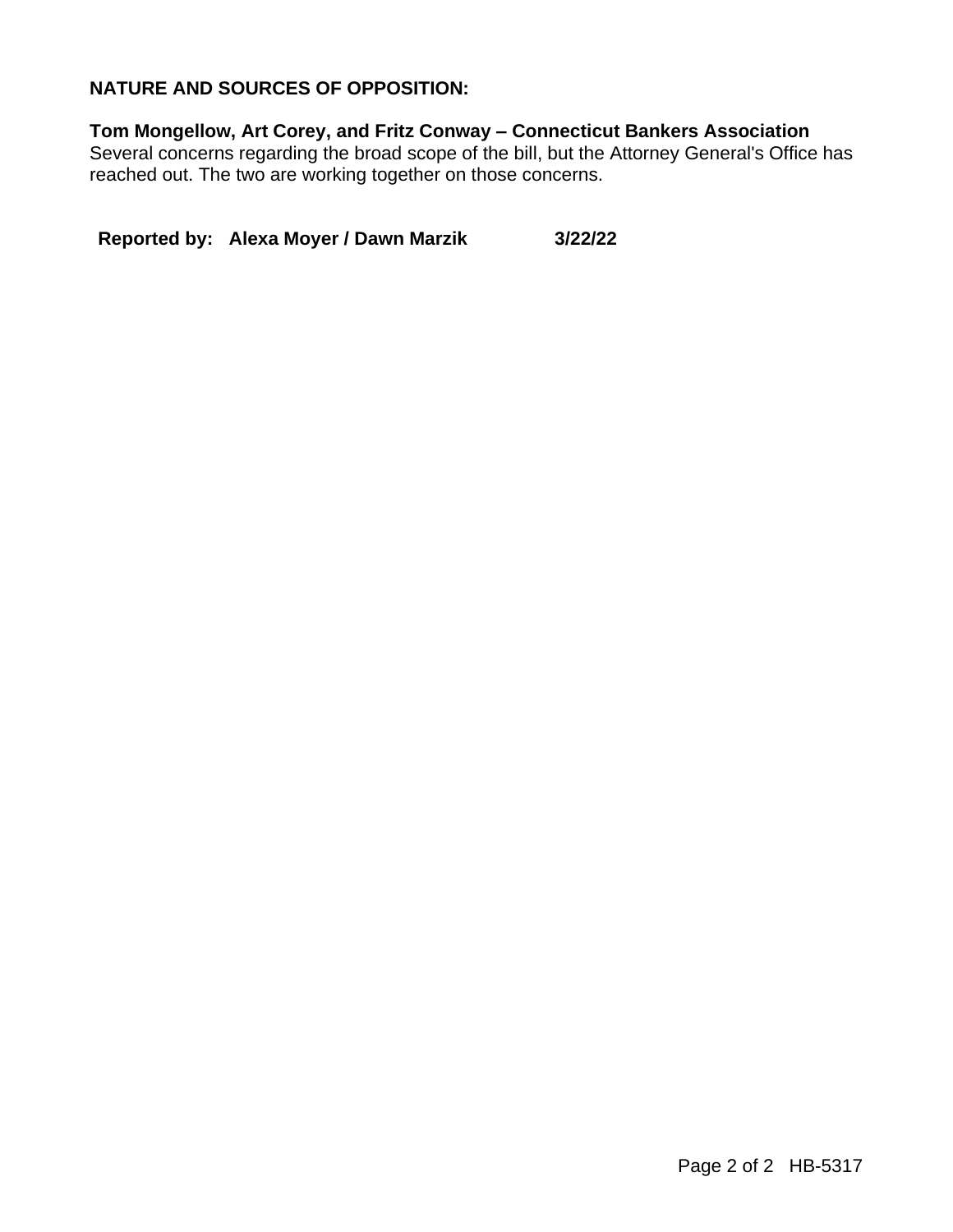**NATURE AND SOURCES OF OPPOSITION:**

**Tom Mongellow, Art Corey, and Fritz Conway – Connecticut Bankers Association**
Several concerns regarding the broad scope of the bill, but the Attorney General's Office has reached out. The two are working together on those concerns.

**Reported by: Alexa Moyer / Dawn Marzik 3/22/22**